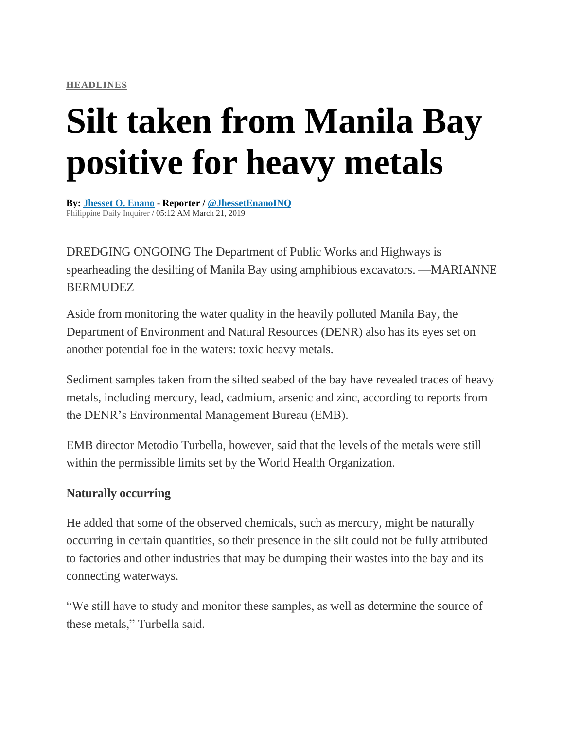HEADLINES

# Silt taken from Manila Bay positive for heavy metals

**By: Jhesset O. Enano - Reporter / @JhessetEnanoINQ**
Philippine Daily Inquirer / 05:12 AM March 21, 2019

DREDGING ONGOING The Department of Public Works and Highways is spearheading the desilting of Manila Bay using amphibious excavators. —MARIANNE BERMUDEZ

Aside from monitoring the water quality in the heavily polluted Manila Bay, the Department of Environment and Natural Resources (DENR) also has its eyes set on another potential foe in the waters: toxic heavy metals.

Sediment samples taken from the silted seabed of the bay have revealed traces of heavy metals, including mercury, lead, cadmium, arsenic and zinc, according to reports from the DENR's Environmental Management Bureau (EMB).

EMB director Metodio Turbella, however, said that the levels of the metals were still within the permissible limits set by the World Health Organization.

**Naturally occurring**

He added that some of the observed chemicals, such as mercury, might be naturally occurring in certain quantities, so their presence in the silt could not be fully attributed to factories and other industries that may be dumping their wastes into the bay and its connecting waterways.

"We still have to study and monitor these samples, as well as determine the source of these metals," Turbella said.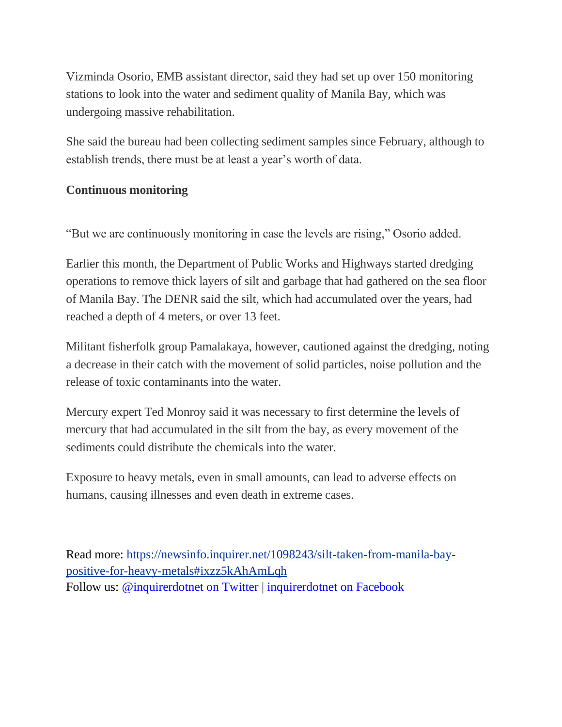Vizminda Osorio, EMB assistant director, said they had set up over 150 monitoring stations to look into the water and sediment quality of Manila Bay, which was undergoing massive rehabilitation.

She said the bureau had been collecting sediment samples since February, although to establish trends, there must be at least a year's worth of data.

**Continuous monitoring**

"But we are continuously monitoring in case the levels are rising," Osorio added.

Earlier this month, the Department of Public Works and Highways started dredging operations to remove thick layers of silt and garbage that had gathered on the sea floor of Manila Bay. The DENR said the silt, which had accumulated over the years, had reached a depth of 4 meters, or over 13 feet.

Militant fisherfolk group Pamalakaya, however, cautioned against the dredging, noting a decrease in their catch with the movement of solid particles, noise pollution and the release of toxic contaminants into the water.

Mercury expert Ted Monroy said it was necessary to first determine the levels of mercury that had accumulated in the silt from the bay, as every movement of the sediments could distribute the chemicals into the water.

Exposure to heavy metals, even in small amounts, can lead to adverse effects on humans, causing illnesses and even death in extreme cases.

Read more: [https://newsinfo.inquirer.net/1098243/silt-taken-from-manila-bay-positive-for-heavy-metals#ixzz5kAhAmLqh](https://newsinfo.inquirer.net/1098243/silt-taken-from-manila-bay-positive-for-heavy-metals#ixzz5kAhAmLqh)
Follow us: @inquirerdotnet on Twitter | inquirerdotnet on Facebook